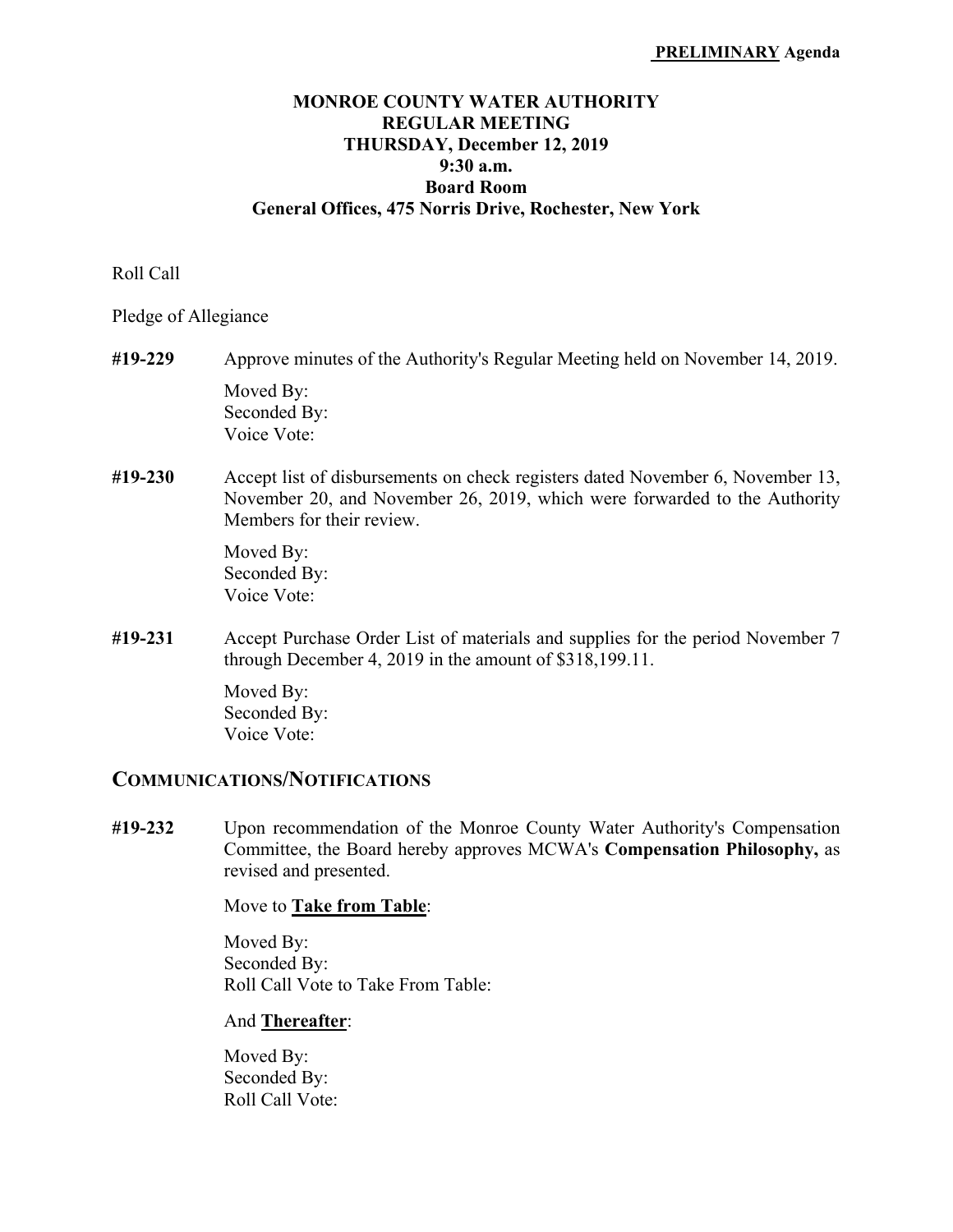**PRELIMINARY Agenda**

# MONROE COUNTY WATER AUTHORITY
## REGULAR MEETING
## THURSDAY, December 12, 2019
## 9:30 a.m.
## Board Room
## General Offices, 475 Norris Drive, Rochester, New York

Roll Call

Pledge of Allegiance

**#19-229** Approve minutes of the Authority's Regular Meeting held on November 14, 2019.

Moved By:
Seconded By:
Voice Vote:

**#19-230** Accept list of disbursements on check registers dated November 6, November 13, November 20, and November 26, 2019, which were forwarded to the Authority Members for their review.

Moved By:
Seconded By:
Voice Vote:

**#19-231** Accept Purchase Order List of materials and supplies for the period November 7 through December 4, 2019 in the amount of $318,199.11.

Moved By:
Seconded By:
Voice Vote:

## COMMUNICATIONS/NOTIFICATIONS

**#19-232** Upon recommendation of the Monroe County Water Authority's Compensation Committee, the Board hereby approves MCWA's **Compensation Philosophy,** as revised and presented.

Move to **Take from Table**:

Moved By:
Seconded By:
Roll Call Vote to Take From Table:

And **Thereafter**:

Moved By:
Seconded By:
Roll Call Vote: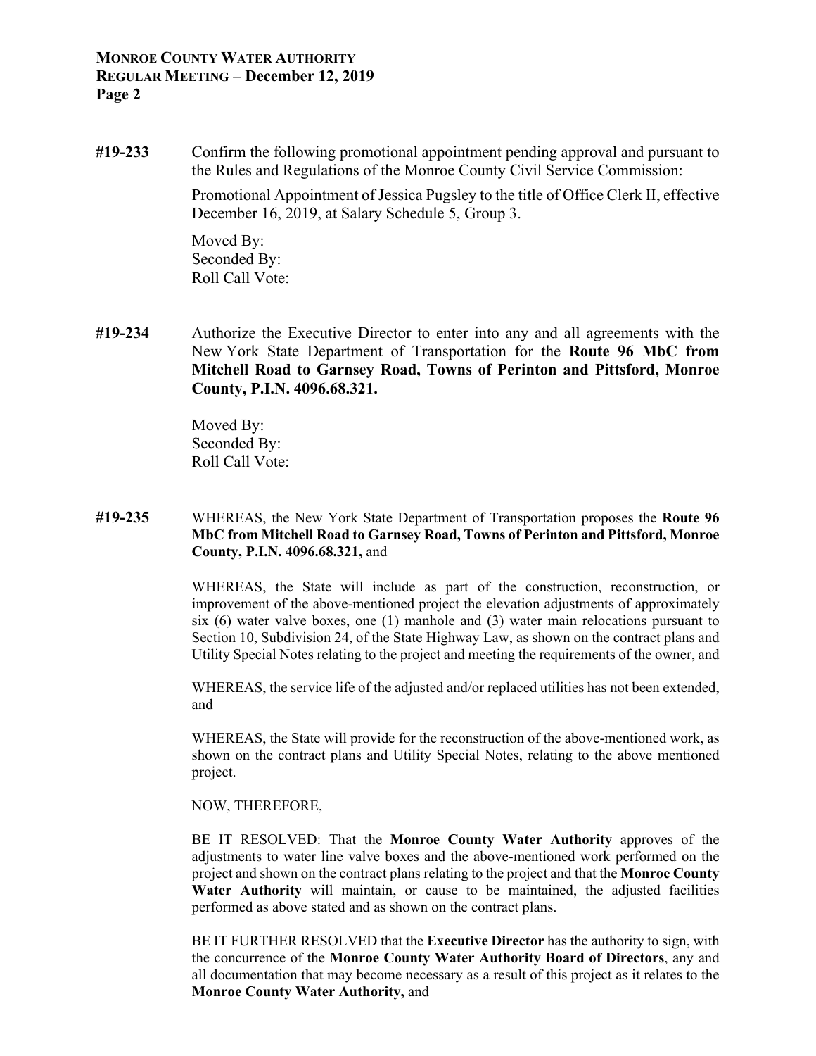**#19-233** Confirm the following promotional appointment pending approval and pursuant to the Rules and Regulations of the Monroe County Civil Service Commission:

Promotional Appointment of Jessica Pugsley to the title of Office Clerk II, effective December 16, 2019, at Salary Schedule 5, Group 3.

Moved By:
Seconded By:
Roll Call Vote:

**#19-234** Authorize the Executive Director to enter into any and all agreements with the New York State Department of Transportation for the **Route 96 MbC from Mitchell Road to Garnsey Road, Towns of Perinton and Pittsford, Monroe County, P.I.N. 4096.68.321.**

Moved By:
Seconded By:
Roll Call Vote:

**#19-235** WHEREAS, the New York State Department of Transportation proposes the **Route 96 MbC from Mitchell Road to Garnsey Road, Towns of Perinton and Pittsford, Monroe County, P.I.N. 4096.68.321,** and

WHEREAS, the State will include as part of the construction, reconstruction, or improvement of the above-mentioned project the elevation adjustments of approximately six (6) water valve boxes, one (1) manhole and (3) water main relocations pursuant to Section 10, Subdivision 24, of the State Highway Law, as shown on the contract plans and Utility Special Notes relating to the project and meeting the requirements of the owner, and

WHEREAS, the service life of the adjusted and/or replaced utilities has not been extended, and

WHEREAS, the State will provide for the reconstruction of the above-mentioned work, as shown on the contract plans and Utility Special Notes, relating to the above mentioned project.

NOW, THEREFORE,

BE IT RESOLVED: That the **Monroe County Water Authority** approves of the adjustments to water line valve boxes and the above-mentioned work performed on the project and shown on the contract plans relating to the project and that the **Monroe County Water Authority** will maintain, or cause to be maintained, the adjusted facilities performed as above stated and as shown on the contract plans.

BE IT FURTHER RESOLVED that the **Executive Director** has the authority to sign, with the concurrence of the **Monroe County Water Authority Board of Directors**, any and all documentation that may become necessary as a result of this project as it relates to the **Monroe County Water Authority,** and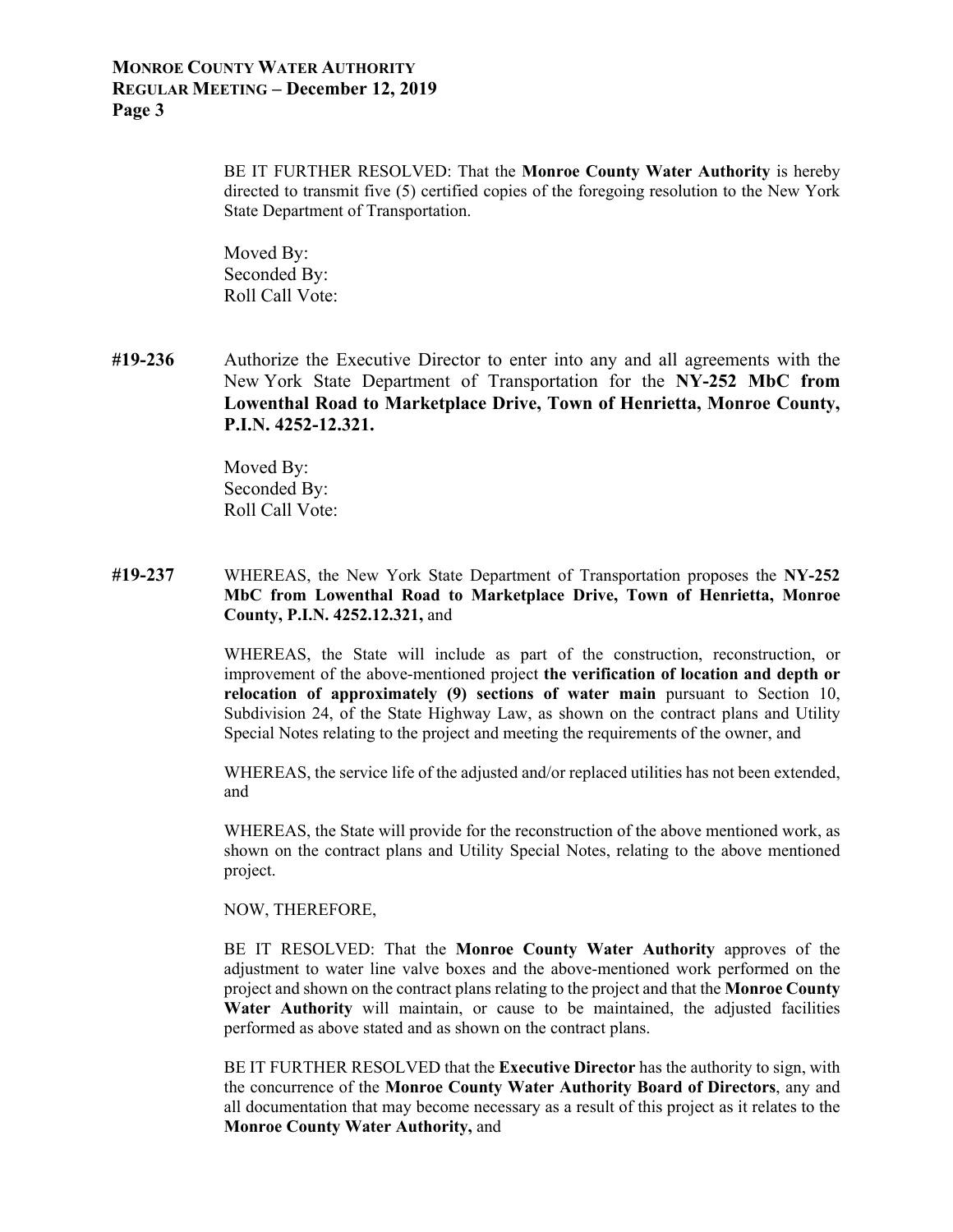BE IT FURTHER RESOLVED: That the **Monroe County Water Authority** is hereby directed to transmit five (5) certified copies of the foregoing resolution to the New York State Department of Transportation.

Moved By:
Seconded By:
Roll Call Vote:

**#19-236** Authorize the Executive Director to enter into any and all agreements with the New York State Department of Transportation for the **NY-252 MbC from Lowenthal Road to Marketplace Drive, Town of Henrietta, Monroe County, P.I.N. 4252-12.321.**

Moved By:
Seconded By:
Roll Call Vote:

**#19-237** WHEREAS, the New York State Department of Transportation proposes the **NY-252 MbC from Lowenthal Road to Marketplace Drive, Town of Henrietta, Monroe County, P.I.N. 4252.12.321,** and

WHEREAS, the State will include as part of the construction, reconstruction, or improvement of the above-mentioned project **the verification of location and depth or relocation of approximately (9) sections of water main** pursuant to Section 10, Subdivision 24, of the State Highway Law, as shown on the contract plans and Utility Special Notes relating to the project and meeting the requirements of the owner, and

WHEREAS, the service life of the adjusted and/or replaced utilities has not been extended, and

WHEREAS, the State will provide for the reconstruction of the above mentioned work, as shown on the contract plans and Utility Special Notes, relating to the above mentioned project.

NOW, THEREFORE,

BE IT RESOLVED: That the **Monroe County Water Authority** approves of the adjustment to water line valve boxes and the above-mentioned work performed on the project and shown on the contract plans relating to the project and that the **Monroe County Water Authority** will maintain, or cause to be maintained, the adjusted facilities performed as above stated and as shown on the contract plans.

BE IT FURTHER RESOLVED that the **Executive Director** has the authority to sign, with the concurrence of the **Monroe County Water Authority Board of Directors**, any and all documentation that may become necessary as a result of this project as it relates to the **Monroe County Water Authority,** and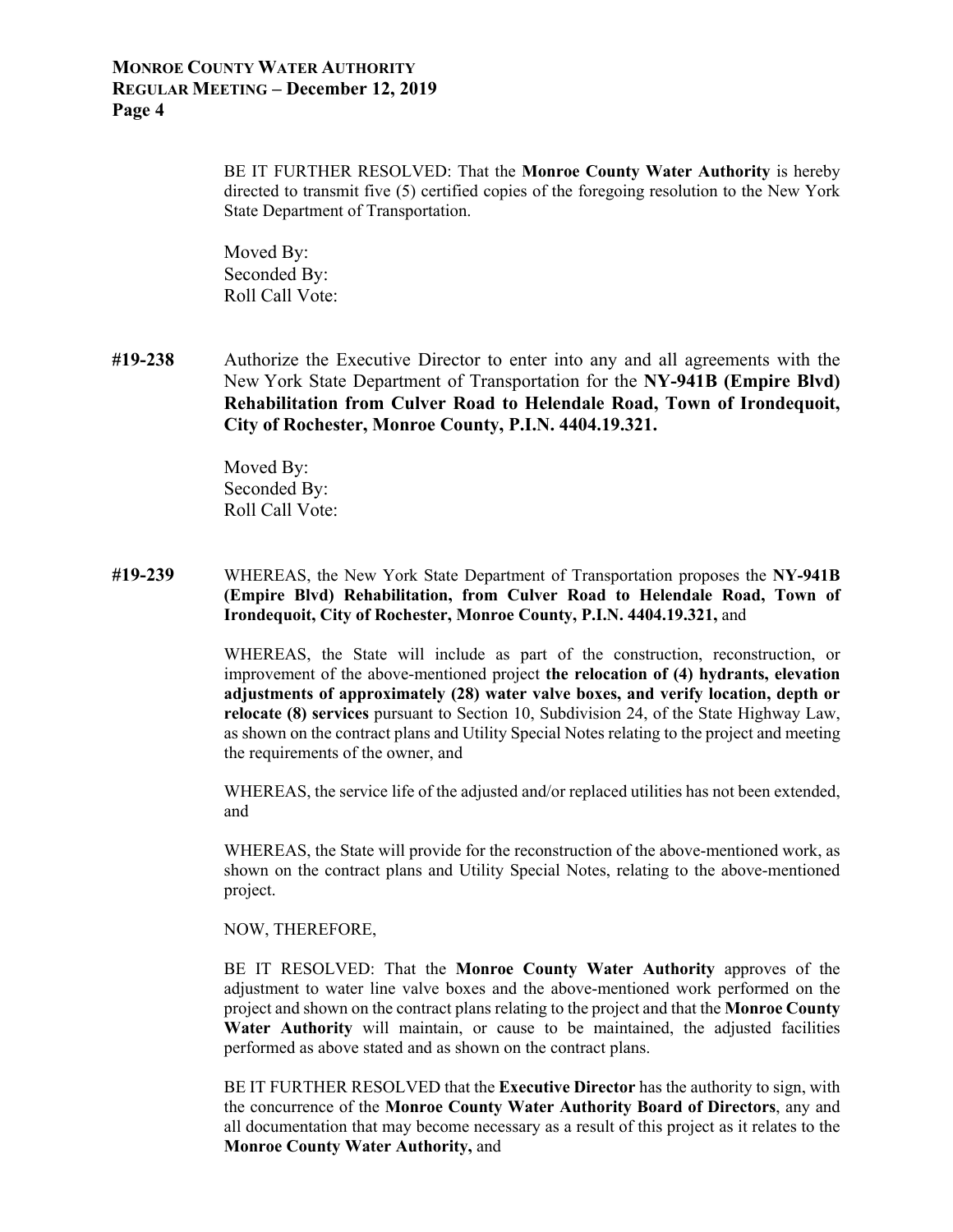BE IT FURTHER RESOLVED: That the **Monroe County Water Authority** is hereby directed to transmit five (5) certified copies of the foregoing resolution to the New York State Department of Transportation.

Moved By:
Seconded By:
Roll Call Vote:

**#19-238** Authorize the Executive Director to enter into any and all agreements with the New York State Department of Transportation for the **NY-941B (Empire Blvd) Rehabilitation from Culver Road to Helendale Road, Town of Irondequoit, City of Rochester, Monroe County, P.I.N. 4404.19.321.**

Moved By:
Seconded By:
Roll Call Vote:

**#19-239** WHEREAS, the New York State Department of Transportation proposes the **NY-941B (Empire Blvd) Rehabilitation, from Culver Road to Helendale Road, Town of Irondequoit, City of Rochester, Monroe County, P.I.N. 4404.19.321,** and

WHEREAS, the State will include as part of the construction, reconstruction, or improvement of the above-mentioned project **the relocation of (4) hydrants, elevation adjustments of approximately (28) water valve boxes, and verify location, depth or relocate (8) services** pursuant to Section 10, Subdivision 24, of the State Highway Law, as shown on the contract plans and Utility Special Notes relating to the project and meeting the requirements of the owner, and

WHEREAS, the service life of the adjusted and/or replaced utilities has not been extended, and

WHEREAS, the State will provide for the reconstruction of the above-mentioned work, as shown on the contract plans and Utility Special Notes, relating to the above-mentioned project.

NOW, THEREFORE,

BE IT RESOLVED: That the **Monroe County Water Authority** approves of the adjustment to water line valve boxes and the above-mentioned work performed on the project and shown on the contract plans relating to the project and that the **Monroe County Water Authority** will maintain, or cause to be maintained, the adjusted facilities performed as above stated and as shown on the contract plans.

BE IT FURTHER RESOLVED that the **Executive Director** has the authority to sign, with the concurrence of the **Monroe County Water Authority Board of Directors**, any and all documentation that may become necessary as a result of this project as it relates to the **Monroe County Water Authority,** and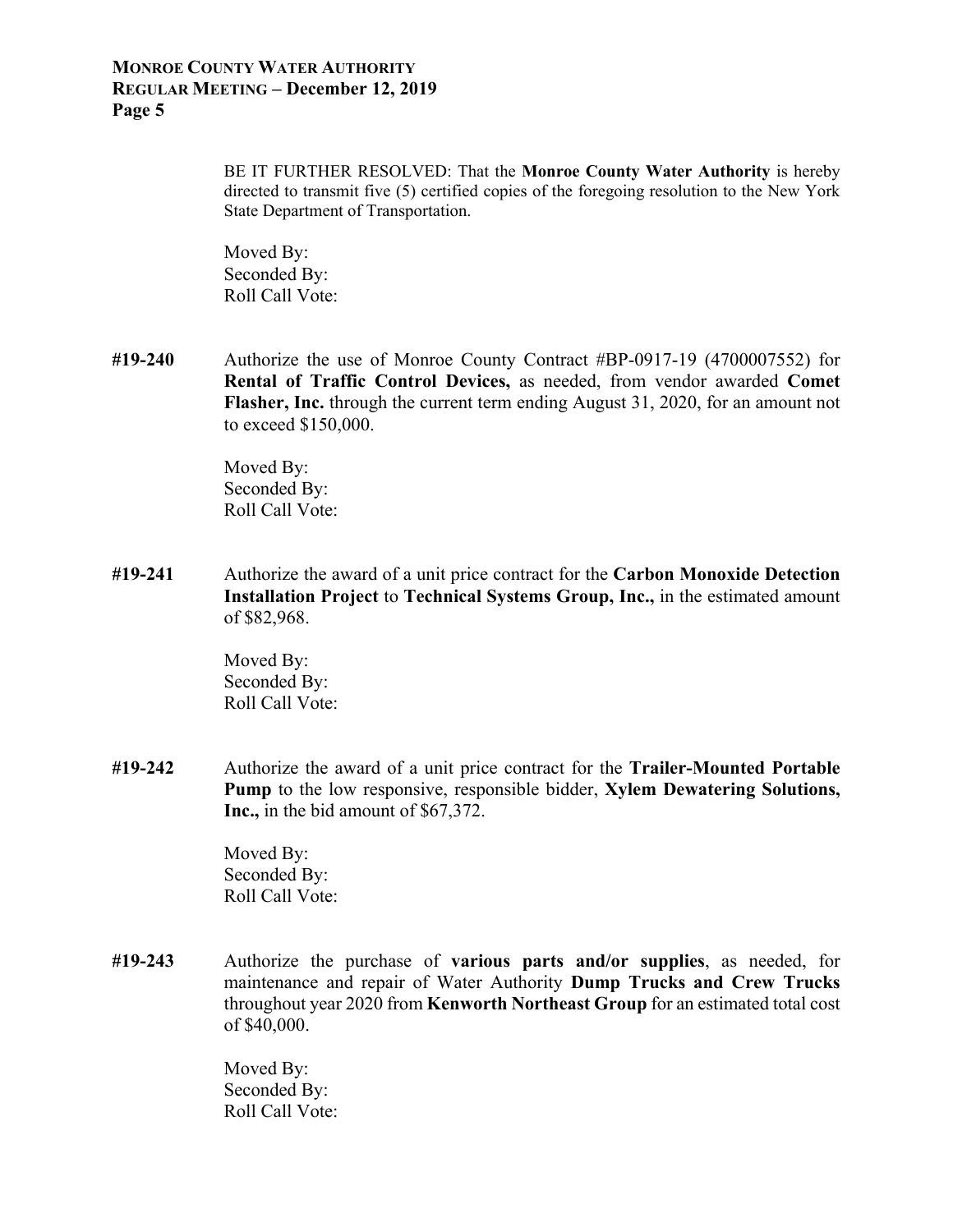BE IT FURTHER RESOLVED: That the **Monroe County Water Authority** is hereby directed to transmit five (5) certified copies of the foregoing resolution to the New York State Department of Transportation.

Moved By:
Seconded By:
Roll Call Vote:

**#19-240** Authorize the use of Monroe County Contract #BP-0917-19 (4700007552) for **Rental of Traffic Control Devices,** as needed, from vendor awarded **Comet Flasher, Inc.** through the current term ending August 31, 2020, for an amount not to exceed $150,000.

Moved By:
Seconded By:
Roll Call Vote:

**#19-241** Authorize the award of a unit price contract for the **Carbon Monoxide Detection Installation Project** to **Technical Systems Group, Inc.,** in the estimated amount of $82,968.

Moved By:
Seconded By:
Roll Call Vote:

**#19-242** Authorize the award of a unit price contract for the **Trailer-Mounted Portable Pump** to the low responsive, responsible bidder, **Xylem Dewatering Solutions, Inc.,** in the bid amount of $67,372.

Moved By:
Seconded By:
Roll Call Vote:

**#19-243** Authorize the purchase of **various parts and/or supplies**, as needed, for maintenance and repair of Water Authority **Dump Trucks and Crew Trucks** throughout year 2020 from **Kenworth Northeast Group** for an estimated total cost of $40,000.

Moved By:
Seconded By:
Roll Call Vote: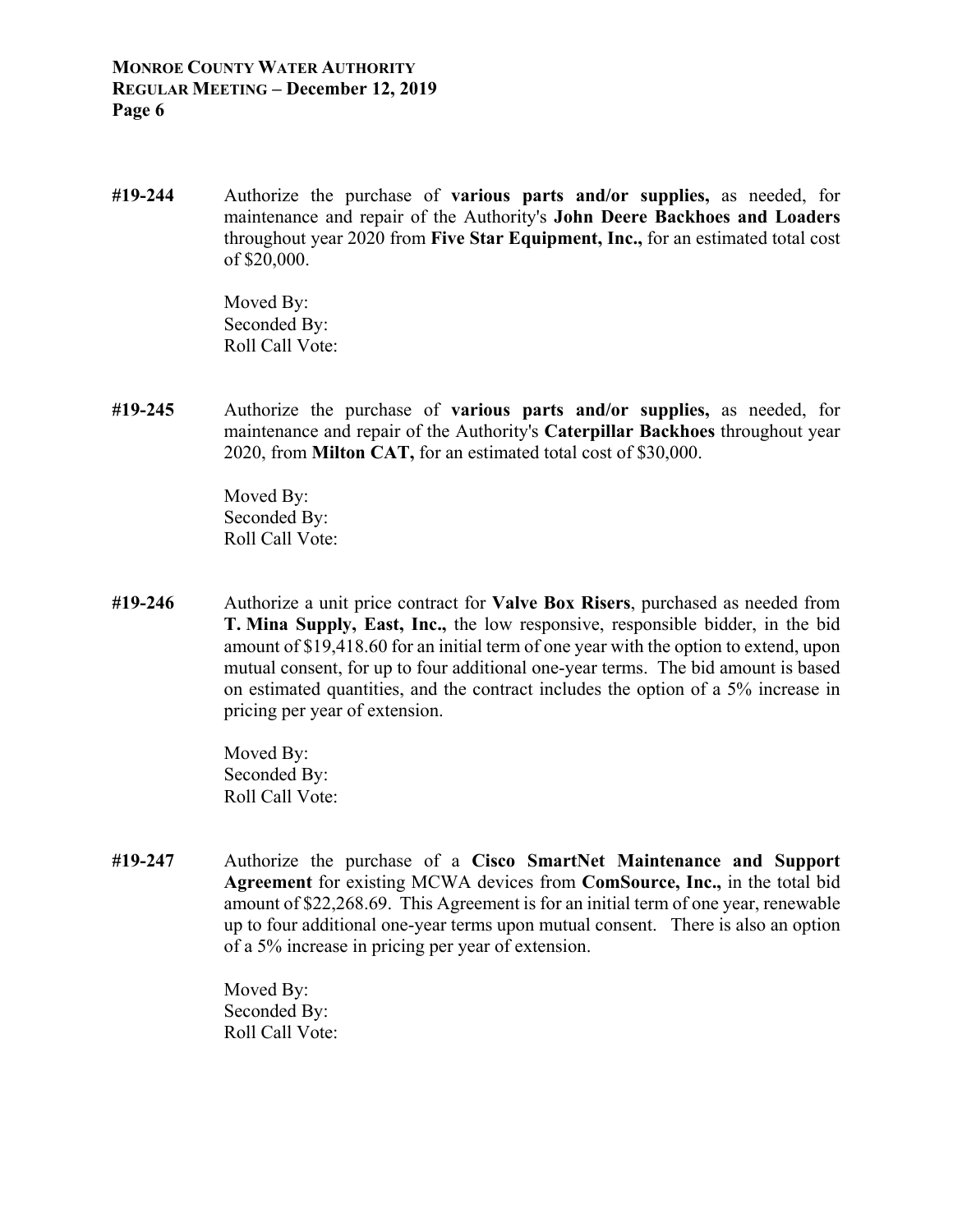**#19-244** Authorize the purchase of **various parts and/or supplies,** as needed, for maintenance and repair of the Authority's **John Deere Backhoes and Loaders** throughout year 2020 from **Five Star Equipment, Inc.,** for an estimated total cost of $20,000.

Moved By:
Seconded By:
Roll Call Vote:

**#19-245** Authorize the purchase of **various parts and/or supplies,** as needed, for maintenance and repair of the Authority's **Caterpillar Backhoes** throughout year 2020, from **Milton CAT,** for an estimated total cost of $30,000.

Moved By:
Seconded By:
Roll Call Vote:

**#19-246** Authorize a unit price contract for **Valve Box Risers**, purchased as needed from **T. Mina Supply, East, Inc.,** the low responsive, responsible bidder, in the bid amount of $19,418.60 for an initial term of one year with the option to extend, upon mutual consent, for up to four additional one-year terms. The bid amount is based on estimated quantities, and the contract includes the option of a 5% increase in pricing per year of extension.

Moved By:
Seconded By:
Roll Call Vote:

**#19-247** Authorize the purchase of a **Cisco SmartNet Maintenance and Support Agreement** for existing MCWA devices from **ComSource, Inc.,** in the total bid amount of $22,268.69. This Agreement is for an initial term of one year, renewable up to four additional one-year terms upon mutual consent. There is also an option of a 5% increase in pricing per year of extension.

Moved By:
Seconded By:
Roll Call Vote: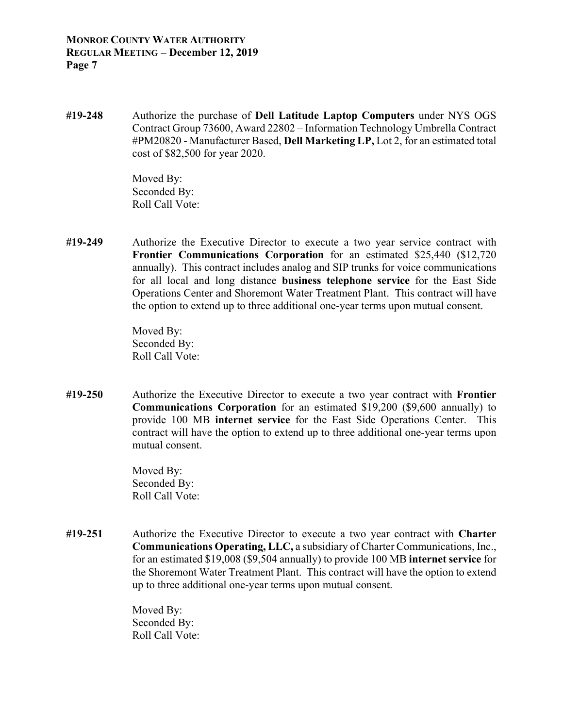**#19-248** Authorize the purchase of **Dell Latitude Laptop Computers** under NYS OGS Contract Group 73600, Award 22802 – Information Technology Umbrella Contract #PM20820 - Manufacturer Based, **Dell Marketing LP,** Lot 2, for an estimated total cost of $82,500 for year 2020.

Moved By:
Seconded By:
Roll Call Vote:

**#19-249** Authorize the Executive Director to execute a two year service contract with **Frontier Communications Corporation** for an estimated $25,440 ($12,720 annually). This contract includes analog and SIP trunks for voice communications for all local and long distance **business telephone service** for the East Side Operations Center and Shoremont Water Treatment Plant. This contract will have the option to extend up to three additional one-year terms upon mutual consent.

Moved By:
Seconded By:
Roll Call Vote:

**#19-250** Authorize the Executive Director to execute a two year contract with **Frontier Communications Corporation** for an estimated $19,200 ($9,600 annually) to provide 100 MB **internet service** for the East Side Operations Center. This contract will have the option to extend up to three additional one-year terms upon mutual consent.

Moved By:
Seconded By:
Roll Call Vote:

**#19-251** Authorize the Executive Director to execute a two year contract with **Charter Communications Operating, LLC,** a subsidiary of Charter Communications, Inc., for an estimated $19,008 ($9,504 annually) to provide 100 MB **internet service** for the Shoremont Water Treatment Plant. This contract will have the option to extend up to three additional one-year terms upon mutual consent.

Moved By:
Seconded By:
Roll Call Vote: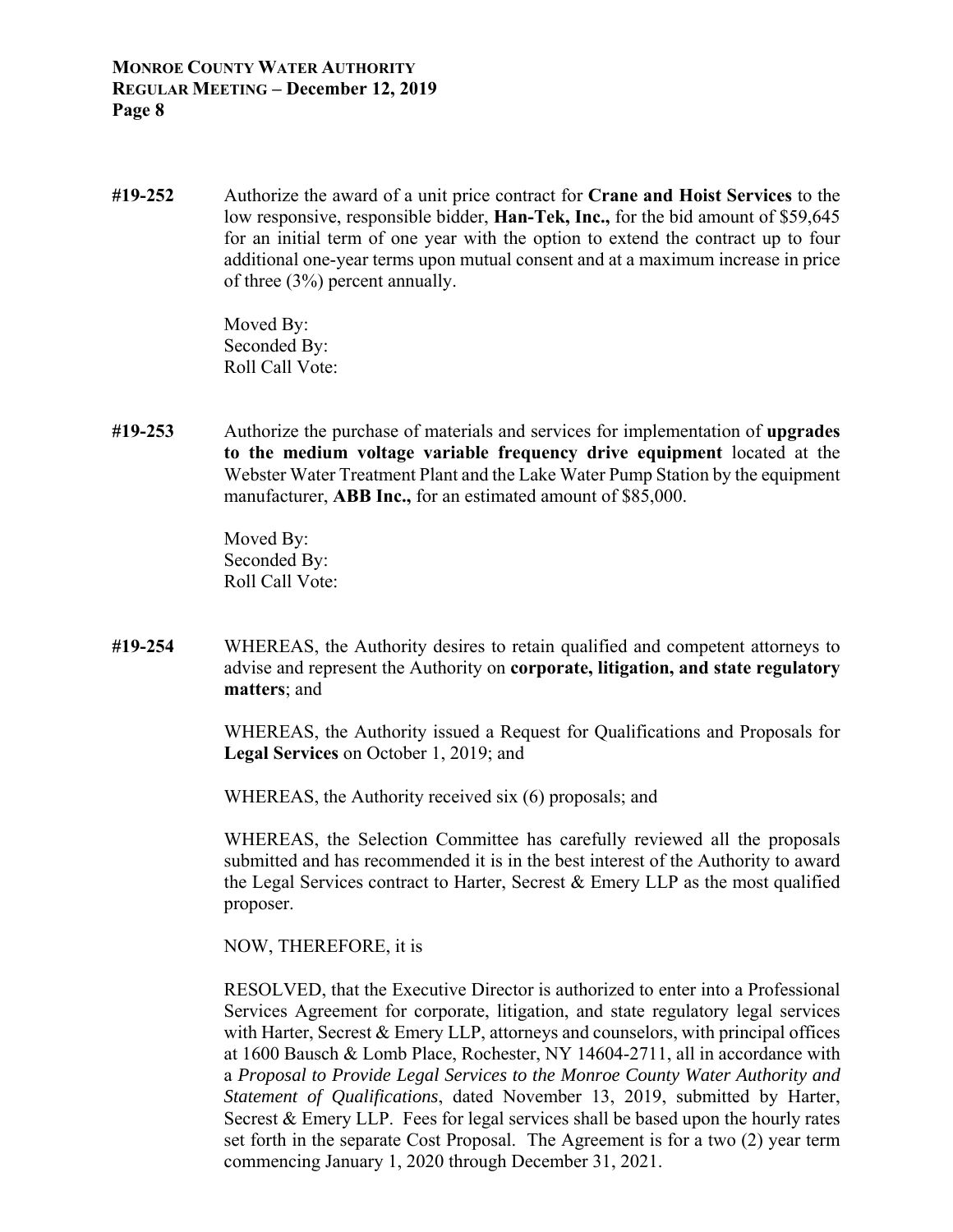**#19-252** Authorize the award of a unit price contract for **Crane and Hoist Services** to the low responsive, responsible bidder, **Han-Tek, Inc.,** for the bid amount of $59,645 for an initial term of one year with the option to extend the contract up to four additional one-year terms upon mutual consent and at a maximum increase in price of three (3%) percent annually.

Moved By:
Seconded By:
Roll Call Vote:

**#19-253** Authorize the purchase of materials and services for implementation of **upgrades to the medium voltage variable frequency drive equipment** located at the Webster Water Treatment Plant and the Lake Water Pump Station by the equipment manufacturer, **ABB Inc.,** for an estimated amount of $85,000.

Moved By:
Seconded By:
Roll Call Vote:

**#19-254** WHEREAS, the Authority desires to retain qualified and competent attorneys to advise and represent the Authority on **corporate, litigation, and state regulatory matters**; and

WHEREAS, the Authority issued a Request for Qualifications and Proposals for **Legal Services** on October 1, 2019; and

WHEREAS, the Authority received six (6) proposals; and

WHEREAS, the Selection Committee has carefully reviewed all the proposals submitted and has recommended it is in the best interest of the Authority to award the Legal Services contract to Harter, Secrest & Emery LLP as the most qualified proposer.

NOW, THEREFORE, it is

RESOLVED, that the Executive Director is authorized to enter into a Professional Services Agreement for corporate, litigation, and state regulatory legal services with Harter, Secrest & Emery LLP, attorneys and counselors, with principal offices at 1600 Bausch & Lomb Place, Rochester, NY 14604-2711, all in accordance with a *Proposal to Provide Legal Services to the Monroe County Water Authority and Statement of Qualifications*, dated November 13, 2019, submitted by Harter, Secrest & Emery LLP. Fees for legal services shall be based upon the hourly rates set forth in the separate Cost Proposal. The Agreement is for a two (2) year term commencing January 1, 2020 through December 31, 2021.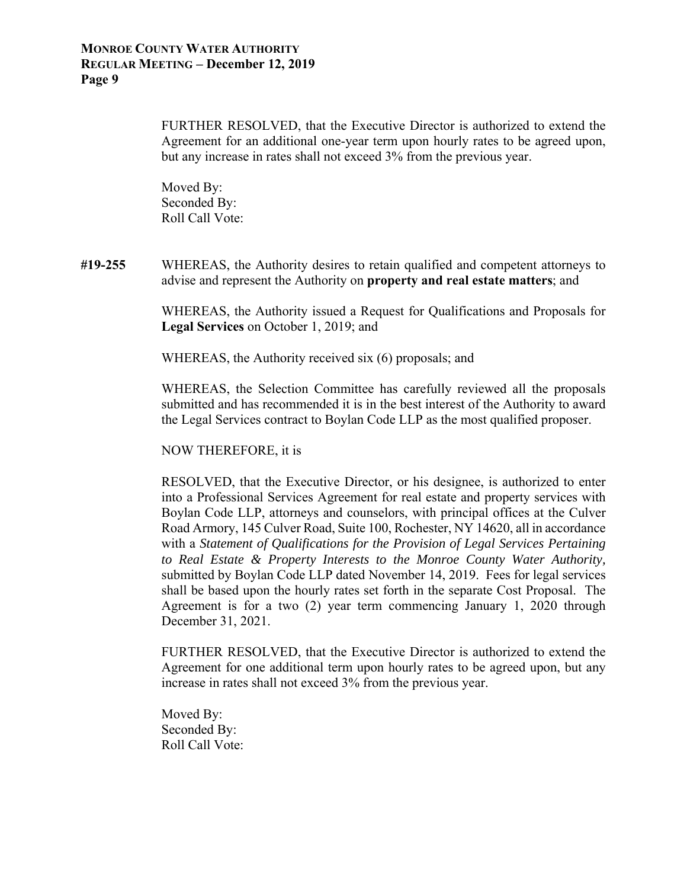FURTHER RESOLVED, that the Executive Director is authorized to extend the Agreement for an additional one-year term upon hourly rates to be agreed upon, but any increase in rates shall not exceed 3% from the previous year.

Moved By:
Seconded By:
Roll Call Vote:

**#19-255** WHEREAS, the Authority desires to retain qualified and competent attorneys to advise and represent the Authority on **property and real estate matters**; and

WHEREAS, the Authority issued a Request for Qualifications and Proposals for **Legal Services** on October 1, 2019; and

WHEREAS, the Authority received six (6) proposals; and

WHEREAS, the Selection Committee has carefully reviewed all the proposals submitted and has recommended it is in the best interest of the Authority to award the Legal Services contract to Boylan Code LLP as the most qualified proposer.

NOW THEREFORE, it is

RESOLVED, that the Executive Director, or his designee, is authorized to enter into a Professional Services Agreement for real estate and property services with Boylan Code LLP, attorneys and counselors, with principal offices at the Culver Road Armory, 145 Culver Road, Suite 100, Rochester, NY 14620, all in accordance with a *Statement of Qualifications for the Provision of Legal Services Pertaining to Real Estate & Property Interests to the Monroe County Water Authority,* submitted by Boylan Code LLP dated November 14, 2019. Fees for legal services shall be based upon the hourly rates set forth in the separate Cost Proposal. The Agreement is for a two (2) year term commencing January 1, 2020 through December 31, 2021.

FURTHER RESOLVED, that the Executive Director is authorized to extend the Agreement for one additional term upon hourly rates to be agreed upon, but any increase in rates shall not exceed 3% from the previous year.

Moved By:
Seconded By:
Roll Call Vote: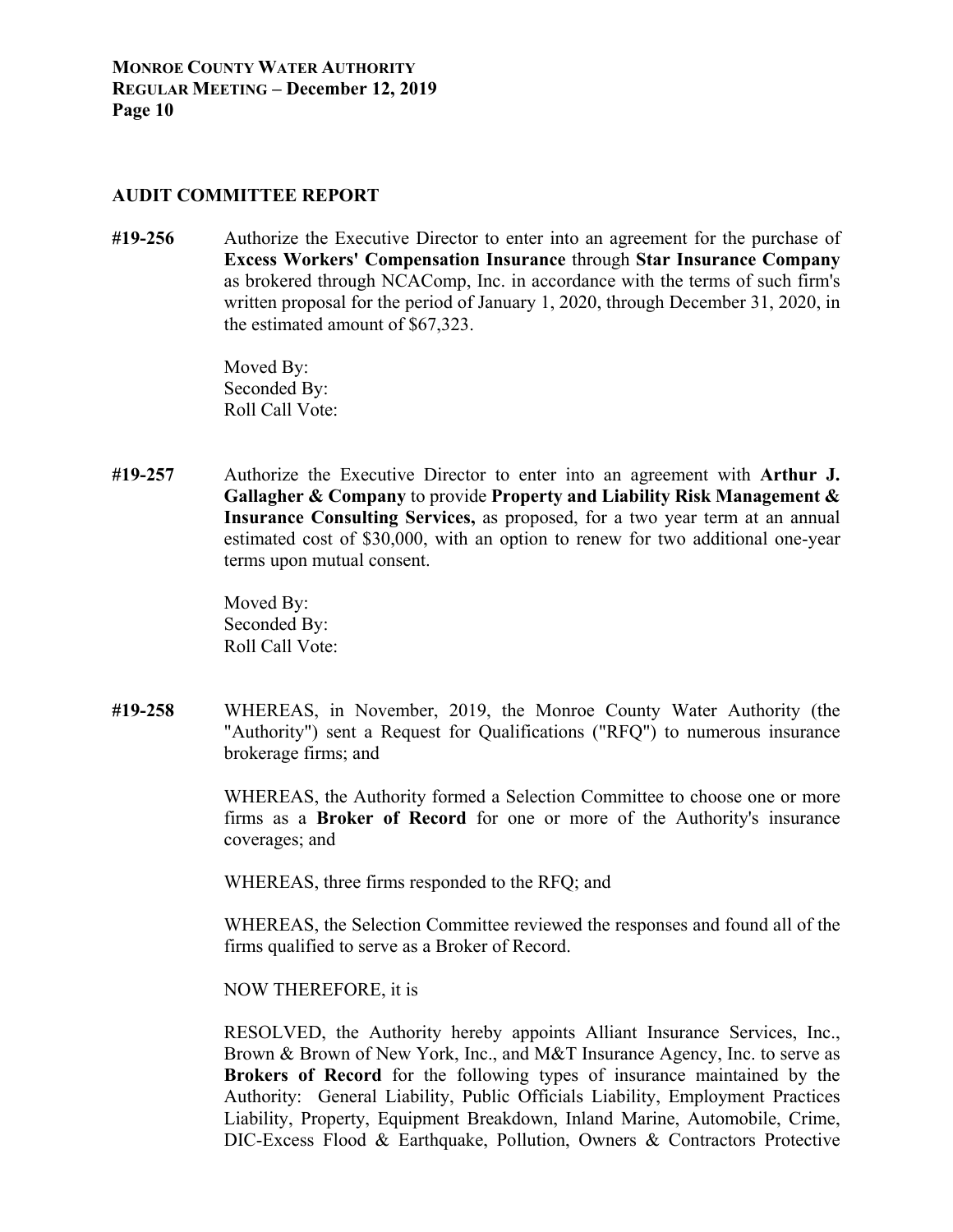## AUDIT COMMITTEE REPORT

**#19-256** Authorize the Executive Director to enter into an agreement for the purchase of **Excess Workers' Compensation Insurance** through **Star Insurance Company** as brokered through NCAComp, Inc. in accordance with the terms of such firm's written proposal for the period of January 1, 2020, through December 31, 2020, in the estimated amount of $67,323.

Moved By:
Seconded By:
Roll Call Vote:

**#19-257** Authorize the Executive Director to enter into an agreement with **Arthur J. Gallagher & Company** to provide **Property and Liability Risk Management & Insurance Consulting Services,** as proposed, for a two year term at an annual estimated cost of $30,000, with an option to renew for two additional one-year terms upon mutual consent.

Moved By:
Seconded By:
Roll Call Vote:

**#19-258** WHEREAS, in November, 2019, the Monroe County Water Authority (the "Authority") sent a Request for Qualifications ("RFQ") to numerous insurance brokerage firms; and

WHEREAS, the Authority formed a Selection Committee to choose one or more firms as a **Broker of Record** for one or more of the Authority's insurance coverages; and

WHEREAS, three firms responded to the RFQ; and

WHEREAS, the Selection Committee reviewed the responses and found all of the firms qualified to serve as a Broker of Record.

NOW THEREFORE, it is

RESOLVED, the Authority hereby appoints Alliant Insurance Services, Inc., Brown & Brown of New York, Inc., and M&T Insurance Agency, Inc. to serve as **Brokers of Record** for the following types of insurance maintained by the Authority: General Liability, Public Officials Liability, Employment Practices Liability, Property, Equipment Breakdown, Inland Marine, Automobile, Crime, DIC-Excess Flood & Earthquake, Pollution, Owners & Contractors Protective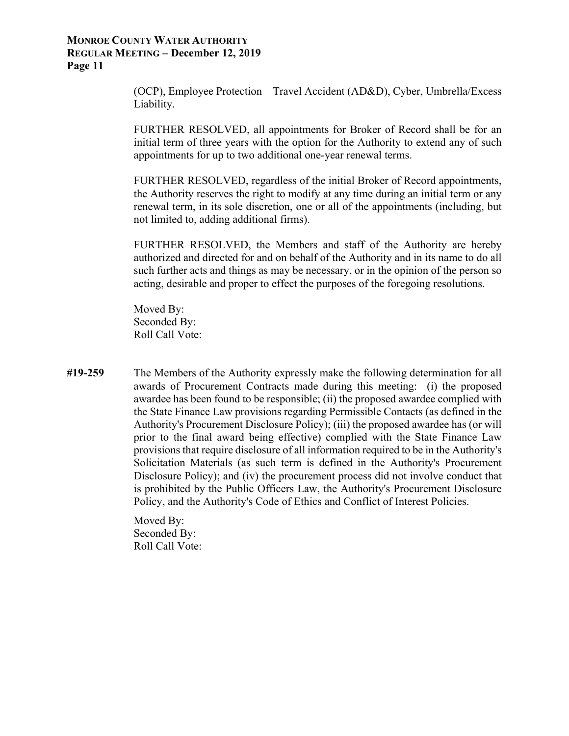(OCP), Employee Protection – Travel Accident (AD&D), Cyber, Umbrella/Excess Liability.

FURTHER RESOLVED, all appointments for Broker of Record shall be for an initial term of three years with the option for the Authority to extend any of such appointments for up to two additional one-year renewal terms.

FURTHER RESOLVED, regardless of the initial Broker of Record appointments, the Authority reserves the right to modify at any time during an initial term or any renewal term, in its sole discretion, one or all of the appointments (including, but not limited to, adding additional firms).

FURTHER RESOLVED, the Members and staff of the Authority are hereby authorized and directed for and on behalf of the Authority and in its name to do all such further acts and things as may be necessary, or in the opinion of the person so acting, desirable and proper to effect the purposes of the foregoing resolutions.

Moved By:
Seconded By:
Roll Call Vote:

**#19-259** The Members of the Authority expressly make the following determination for all awards of Procurement Contracts made during this meeting: (i) the proposed awardee has been found to be responsible; (ii) the proposed awardee complied with the State Finance Law provisions regarding Permissible Contacts (as defined in the Authority's Procurement Disclosure Policy); (iii) the proposed awardee has (or will prior to the final award being effective) complied with the State Finance Law provisions that require disclosure of all information required to be in the Authority's Solicitation Materials (as such term is defined in the Authority's Procurement Disclosure Policy); and (iv) the procurement process did not involve conduct that is prohibited by the Public Officers Law, the Authority's Procurement Disclosure Policy, and the Authority's Code of Ethics and Conflict of Interest Policies.

Moved By:
Seconded By:
Roll Call Vote: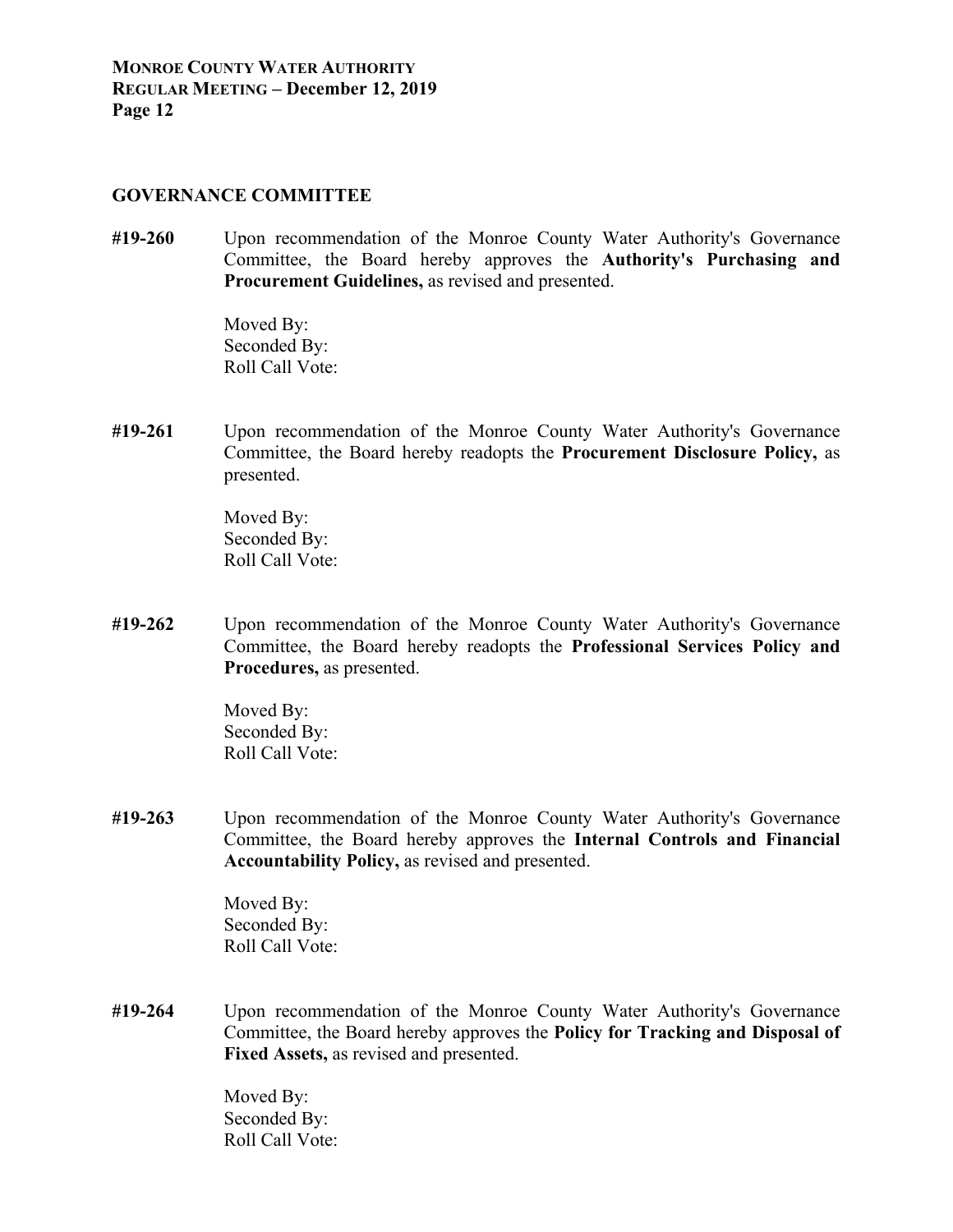## GOVERNANCE COMMITTEE

**#19-260** Upon recommendation of the Monroe County Water Authority's Governance Committee, the Board hereby approves the **Authority's Purchasing and Procurement Guidelines,** as revised and presented.

Moved By:
Seconded By:
Roll Call Vote:

**#19-261** Upon recommendation of the Monroe County Water Authority's Governance Committee, the Board hereby readopts the **Procurement Disclosure Policy,** as presented.

Moved By:
Seconded By:
Roll Call Vote:

**#19-262** Upon recommendation of the Monroe County Water Authority's Governance Committee, the Board hereby readopts the **Professional Services Policy and Procedures,** as presented.

Moved By:
Seconded By:
Roll Call Vote:

**#19-263** Upon recommendation of the Monroe County Water Authority's Governance Committee, the Board hereby approves the **Internal Controls and Financial Accountability Policy,** as revised and presented.

Moved By:
Seconded By:
Roll Call Vote:

**#19-264** Upon recommendation of the Monroe County Water Authority's Governance Committee, the Board hereby approves the **Policy for Tracking and Disposal of Fixed Assets,** as revised and presented.

Moved By:
Seconded By:
Roll Call Vote: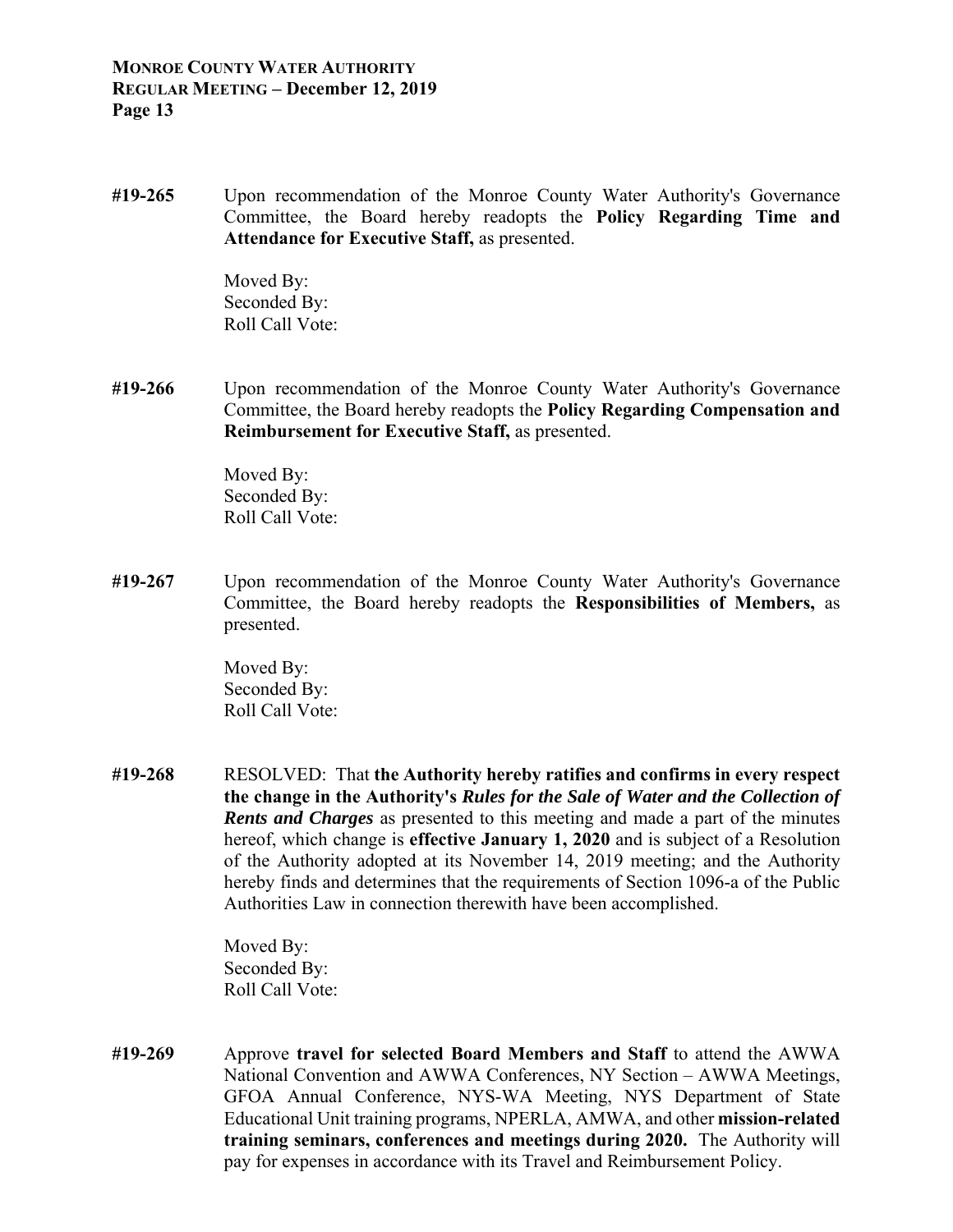**#19-265** Upon recommendation of the Monroe County Water Authority's Governance Committee, the Board hereby readopts the **Policy Regarding Time and Attendance for Executive Staff,** as presented.

Moved By:
Seconded By:
Roll Call Vote:

**#19-266** Upon recommendation of the Monroe County Water Authority's Governance Committee, the Board hereby readopts the **Policy Regarding Compensation and Reimbursement for Executive Staff,** as presented.

Moved By:
Seconded By:
Roll Call Vote:

**#19-267** Upon recommendation of the Monroe County Water Authority's Governance Committee, the Board hereby readopts the **Responsibilities of Members,** as presented.

Moved By:
Seconded By:
Roll Call Vote:

**#19-268** RESOLVED: That **the Authority hereby ratifies and confirms in every respect the change in the Authority's *Rules for the Sale of Water and the Collection of Rents and Charges*** as presented to this meeting and made a part of the minutes hereof, which change is **effective January 1, 2020** and is subject of a Resolution of the Authority adopted at its November 14, 2019 meeting; and the Authority hereby finds and determines that the requirements of Section 1096-a of the Public Authorities Law in connection therewith have been accomplished.

Moved By:
Seconded By:
Roll Call Vote:

**#19-269** Approve **travel for selected Board Members and Staff** to attend the AWWA National Convention and AWWA Conferences, NY Section – AWWA Meetings, GFOA Annual Conference, NYS-WA Meeting, NYS Department of State Educational Unit training programs, NPERLA, AMWA, and other **mission-related training seminars, conferences and meetings during 2020.** The Authority will pay for expenses in accordance with its Travel and Reimbursement Policy.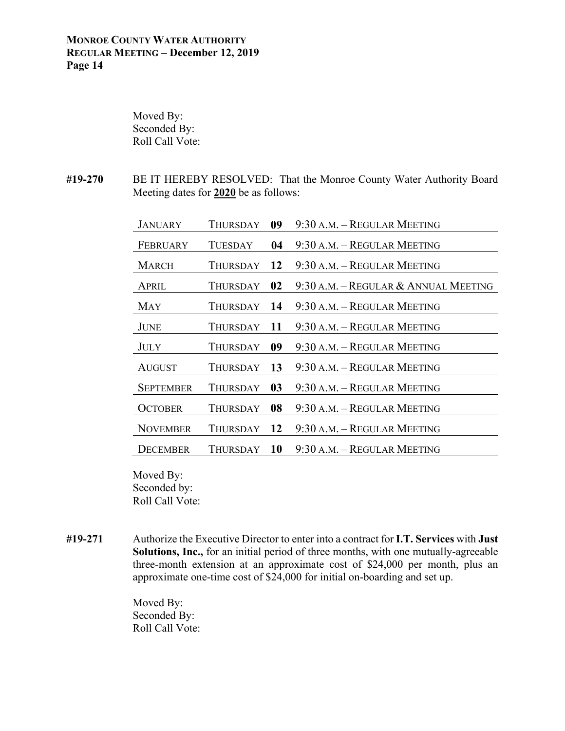Moved By:
Seconded By:
Roll Call Vote:

**#19-270** BE IT HEREBY RESOLVED: That the Monroe County Water Authority Board Meeting dates for **2020** be as follows:

| | | | |
|---|---|---|---|
| JANUARY | THURSDAY | **09** | 9:30 A.M. – REGULAR MEETING |
| FEBRUARY | TUESDAY | **04** | 9:30 A.M. – REGULAR MEETING |
| MARCH | THURSDAY | **12** | 9:30 A.M. – REGULAR MEETING |
| APRIL | THURSDAY | **02** | 9:30 A.M. – REGULAR & ANNUAL MEETING |
| MAY | THURSDAY | **14** | 9:30 A.M. – REGULAR MEETING |
| JUNE | THURSDAY | **11** | 9:30 A.M. – REGULAR MEETING |
| JULY | THURSDAY | **09** | 9:30 A.M. – REGULAR MEETING |
| AUGUST | THURSDAY | **13** | 9:30 A.M. – REGULAR MEETING |
| SEPTEMBER | THURSDAY | **03** | 9:30 A.M. – REGULAR MEETING |
| OCTOBER | THURSDAY | **08** | 9:30 A.M. – REGULAR MEETING |
| NOVEMBER | THURSDAY | **12** | 9:30 A.M. – REGULAR MEETING |
| DECEMBER | THURSDAY | **10** | 9:30 A.M. – REGULAR MEETING |

Moved By:
Seconded by:
Roll Call Vote:

**#19-271** Authorize the Executive Director to enter into a contract for **I.T. Services** with **Just Solutions, Inc.,** for an initial period of three months, with one mutually-agreeable three-month extension at an approximate cost of $24,000 per month, plus an approximate one-time cost of $24,000 for initial on-boarding and set up.

Moved By:
Seconded By:
Roll Call Vote: